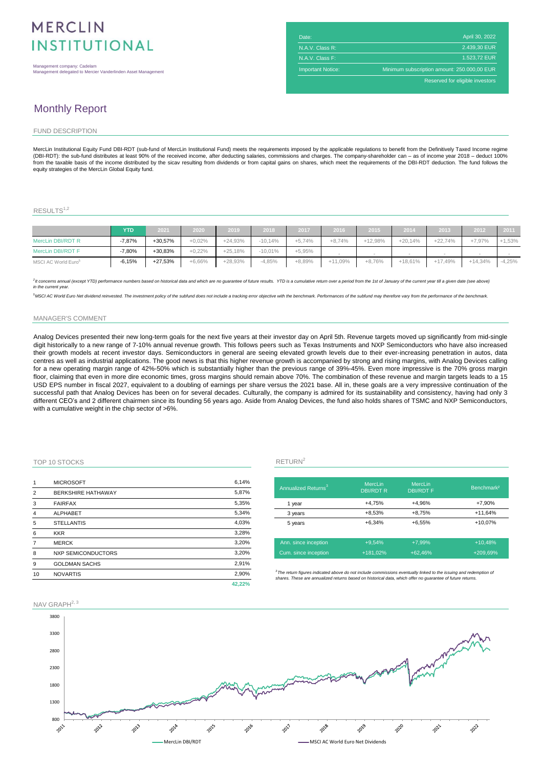# MERCLIN INSTITUTIONAL

Management company: Cadelam
Management delegated to Mercier Vanderlinden Asset Management

| | |
|---|---|
| Date: | April 30, 2022 |
| N.A.V. Class R: | 2.439,30 EUR |
| N.A.V. Class F: | 1.523,72 EUR |
| Important Notice: | Minimum subscription amount: 250.000,00 EUR |
| | Reserved for eligible investors |

## Monthly Report

### FUND DESCRIPTION

MercLin Institutional Equity Fund DBI-RDT (sub-fund of MercLin Institutional Fund) meets the requirements imposed by the applicable regulations to benefit from the Definitively Taxed Income regime (DBI-RDT): the sub-fund distributes at least 90% of the received income, after deducting salaries, commissions and charges. The company-shareholder can – as of income year 2018 – deduct 100% from the taxable basis of the income distributed by the sicav resulting from dividends or from capital gains on shares, which meet the requirements of the DBI-RDT deduction. The fund follows the equity strategies of the MercLin Global Equity fund.

### RESULTS[1,2]

| | YTD | 2021 | 2020 | 2019 | 2018 | 2017 | 2016 | 2015 | 2014 | 2013 | 2012 | 2011 |
|---|---|---|---|---|---|---|---|---|---|---|---|---|
| MercLin DBI/RDT R | -7,87% | +30,57% | +0,02% | +24,93% | -10,14% | +5,74% | +8,74% | +12,98% | +20,14% | +22,74% | +7,97% | +1,53% |
| MercLin DBI/RDT F | -7,80% | +30,83% | +0,22% | +25,18% | -10,01% | +5,95% | - | - | - | - | - | - |
| MSCI AC World Euro[5] | -6,15% | +27,53% | +6,66% | +28,93% | -4,85% | +8,89% | +11,09% | +8,76% | +18,61% | +17,49% | +14,34% | -4,25% |

*[2]It concerns annual (except YTD) performance numbers based on historical data and which are no guarantee of future results. YTD is a cumulative return over a period from the 1st of January of the current year till a given date (see above) in the current year.*

*[5]MSCI AC World Euro Net dividend reinvested. The investment policy of the subfund does not include a tracking error objective with the benchmark. Performances of the subfund may therefore vary from the performance of the benchmark.*

### MANAGER'S COMMENT

Analog Devices presented their new long-term goals for the next five years at their investor day on April 5th. Revenue targets moved up significantly from mid-single digit historically to a new range of 7-10% annual revenue growth. This follows peers such as Texas Instruments and NXP Semiconductors who have also increased their growth models at recent investor days. Semiconductors in general are seeing elevated growth levels due to their ever-increasing penetration in autos, data centres as well as industrial applications. The good news is that this higher revenue growth is accompanied by strong and rising margins, with Analog Devices calling for a new operating margin range of 42%-50% which is substantially higher than the previous range of 39%-45%. Even more impressive is the 70% gross margin floor, claiming that even in more dire economic times, gross margins should remain above 70%. The combination of these revenue and margin targets leads to a 15 USD EPS number in fiscal 2027, equivalent to a doubling of earnings per share versus the 2021 base. All in, these goals are a very impressive continuation of the successful path that Analog Devices has been on for several decades. Culturally, the company is admired for its sustainability and consistency, having had only 3 different CEO's and 2 different chairmen since its founding 56 years ago. Aside from Analog Devices, the fund also holds shares of TSMC and NXP Semiconductors, with a cumulative weight in the chip sector of >6%.

### TOP 10 STOCKS

| | | |
|---|---|---|
| 1 | MICROSOFT | 6,14% |
| 2 | BERKSHIRE HATHAWAY | 5,87% |
| 3 | FAIRFAX | 5,35% |
| 4 | ALPHABET | 5,34% |
| 5 | STELLANTIS | 4,03% |
| 6 | KKR | 3,28% |
| 7 | MERCK | 3,20% |
| 8 | NXP SEMICONDUCTORS | 3,20% |
| 9 | GOLDMAN SACHS | 2,91% |
| 10 | NOVARTIS | 2,90% |
| | | **42,22%** |

### RETURN[2]

| Annualized Returns[3] | MercLin DBI/RDT R | MercLin DBI/RDT F | Benchmark[2] |
|---|---|---|---|
| 1 year | +4,75% | +4,96% | +7,90% |
| 3 years | +8,53% | +8,75% | +11,64% |
| 5 years | +6,34% | +6,55% | +10,07% |
| Ann. since inception | +9,54% | +7,99% | +10,48% |
| Cum. since inception | +181,02% | +62,46% | +209,69% |

*[3]The return figures indicated above do not include commissions eventually linked to the issuing and redemption of shares. These are annualized returns based on historical data, which offer no guarantee of future returns.*

### NAV GRAPH[2, 3]

Y-axis: 800, 1300, 1800, 2300, 2800, 3300, 3800
X-axis: 2011, 2012, 2013, 2014, 2015, 2016, 2017, 2018, 2019, 2020, 2021, 2022

Legend: MercLin DBI/RDT — MSCI AC World Euro Net Dividends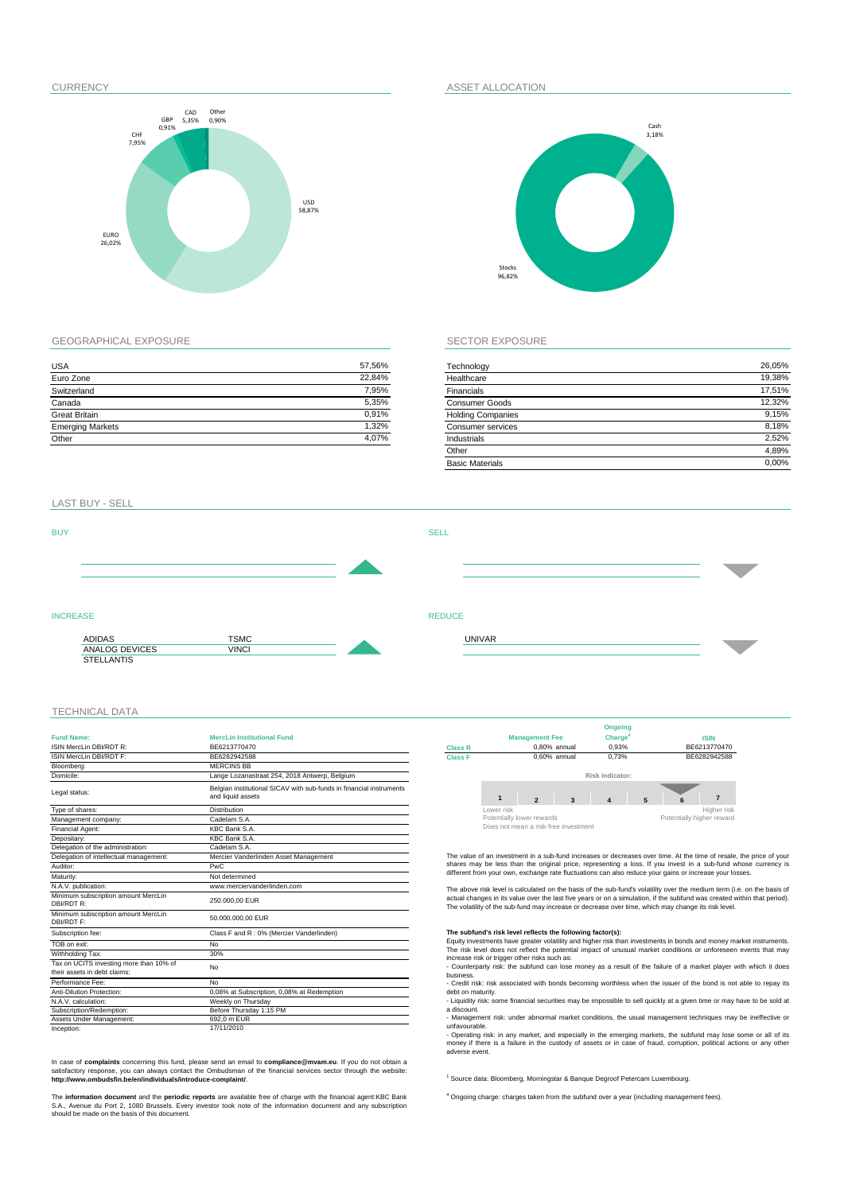## CURRENCY

Other
0,90%
CAD
5,35%
GBP
0,91%
CHF
7,95%
EURO
26,02%
USD
58,87%

## ASSET ALLOCATION

Cash
3,18%
Stocks
96,82%

## GEOGRAPHICAL EXPOSURE

| | |
|---|---|
| USA | 57,56% |
| Euro Zone | 22,84% |
| Switzerland | 7,95% |
| Canada | 5,35% |
| Great Britain | 0,91% |
| Emerging Markets | 1,32% |
| Other | 4,07% |

## SECTOR EXPOSURE

| | |
|---|---|
| Technology | 26,05% |
| Healthcare | 19,38% |
| Financials | 17,51% |
| Consumer Goods | 12,32% |
| Holding Companies | 9,15% |
| Consumer services | 8,18% |
| Industrials | 2,52% |
| Other | 4,89% |
| Basic Materials | 0,00% |

## LAST BUY - SELL

BUY

SELL

INCREASE

| | |
|---|---|
| ADIDAS | TSMC |
| ANALOG DEVICES | VINCI |
| STELLANTIS | |

REDUCE

UNIVAR

## TECHNICAL DATA

| | |
|---|---|
| **Fund Name:** | **MercLin Institutional Fund** |
| ISIN MercLin DBI/RDT R: | BE6213770470 |
| ISIN MercLin DBI/RDT F: | BE6282942588 |
| Bloomberg: | MERCINS BB |
| Domicile: | Lange Lozanastraat 254, 2018 Antwerp, Belgium |
| Legal status: | Belgian institutional SICAV with sub-funds in financial instruments and liquid assets |
| Type of shares: | Distribution |
| Management company: | Cadelam S.A. |
| Financial Agent: | KBC Bank S.A. |
| Depositary: | KBC Bank S.A. |
| Delegation of the administration: | Cadelam S.A. |
| Delegation of intellectual management: | Mercier Vanderlinden Asset Management |
| Auditor: | PwC |
| Maturity: | Not determined |
| N.A.V. publication: | www.merciervanderlinden.com |
| Minimum subscription amount MercLin DBI/RDT R: | 250.000,00 EUR |
| Minimum subscription amount MercLin DBI/RDT F: | 50.000.000,00 EUR |
| Subscription fee: | Class F and R : 0% (Mercier Vanderlinden) |
| TOB on exit: | No |
| Withholding Tax: | 30% |
| Tax on UCITS investing more than 10% of their assets in debt claims: | No |
| Performance Fee: | No |
| Anti-Dilution Protection: | 0,08% at Subscription, 0,08% at Redemption |
| N.A.V. calculation: | Weekly on Thursday |
| Subscription/Redemption: | Before Thursday 1:15 PM |
| Assets Under Management: | 692,0 m EUR |
| Inception: | 17/11/2010 |

| | Management Fee | Ongoing Charge[4] | ISIN |
|---|---|---|---|
| **Class R** | 0,80% annual | 0,93% | BE6213770470 |
| **Class F** | 0,60% annual | 0,73% | BE6282942588 |

**Risk indicator:**

1 2 3 4 5 6 7

Lower risk — Higher risk
Potentially lower rewards — Potentially higher reward
Does not mean a risk-free investment

The value of an investment in a sub-fund increases or decreases over time. At the time of resale, the price of your shares may be less than the original price, representing a loss. If you invest in a sub-fund whose currency is different from your own, exchange rate fluctuations can also reduce your gains or increase your losses.

The above risk level is calculated on the basis of the sub-fund's volatility over the medium term (i.e. on the basis of actual changes in its value over the last five years or on a simulation, if the subfund was created within that period). The volatility of the sub-fund may increase or decrease over time, which may change its risk level.

**The subfund's risk level reflects the following factor(s):**
Equity investments have greater volatility and higher risk than investments in bonds and money market instruments.
The risk level does not reflect the potential impact of unusual market conditions or unforeseen events that may increase risk or trigger other risks such as:
- Counterparty risk: the subfund can lose money as a result of the failure of a market player with which it does business.
- Credit risk: risk associated with bonds becoming worthless when the issuer of the bond is not able to repay its debt on maturity.
- Liquidity risk: some financial securities may be impossible to sell quickly at a given time or may have to be sold at a discount.
- Management risk: under abnormal market conditions, the usual management techniques may be ineffective or unfavourable.
- Operating risk: in any market, and especially in the emerging markets, the subfund may lose some or all of its money if there is a failure in the custody of assets or in case of fraud, corruption, political actions or any other adverse event.

In case of **complaints** concerning this fund, please send an email to **compliance@mvam.eu**. If you do not obtain a satisfactory response, you can always contact the Ombudsman of the financial services sector through the website: **http://www.ombudsfin.be/en/individuals/introduce-complaint/**.

The **information document** and the **periodic reports** are available free of charge with the financial agent:KBC Bank S.A., Avenue du Port 2, 1080 Brussels. Every investor took note of the information document and any subscription should be made on the basis of this document.

[1] Source data: Bloomberg, Morningstar & Banque Degroof Petercam Luxembourg.

[4] Ongoing charge: charges taken from the subfund over a year (including management fees).